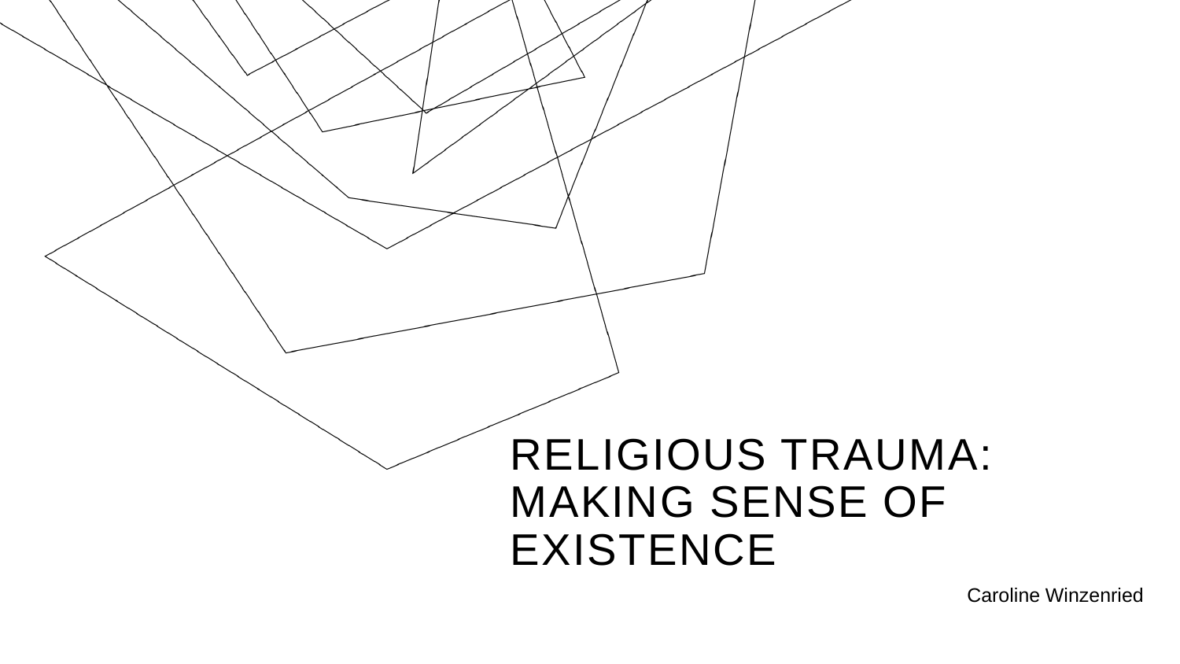# RELIGIOUS TRAUMA: MAKING SENSE OF EXISTENCE

Caroline Winzenried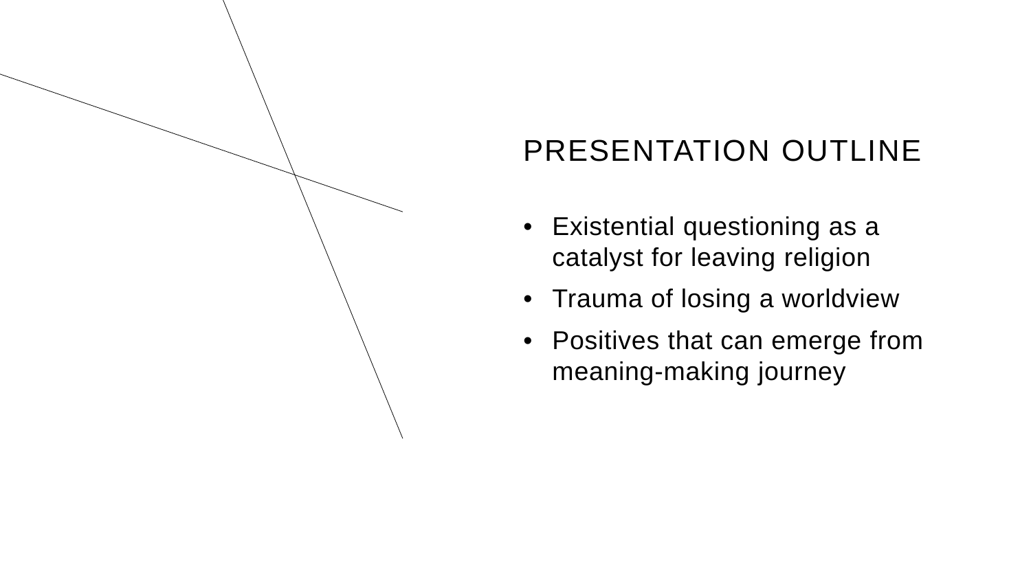## PRESENTATION OUTLINE

- Existential questioning as a catalyst for leaving religion
- Trauma of losing a worldview
- Positives that can emerge from meaning-making journey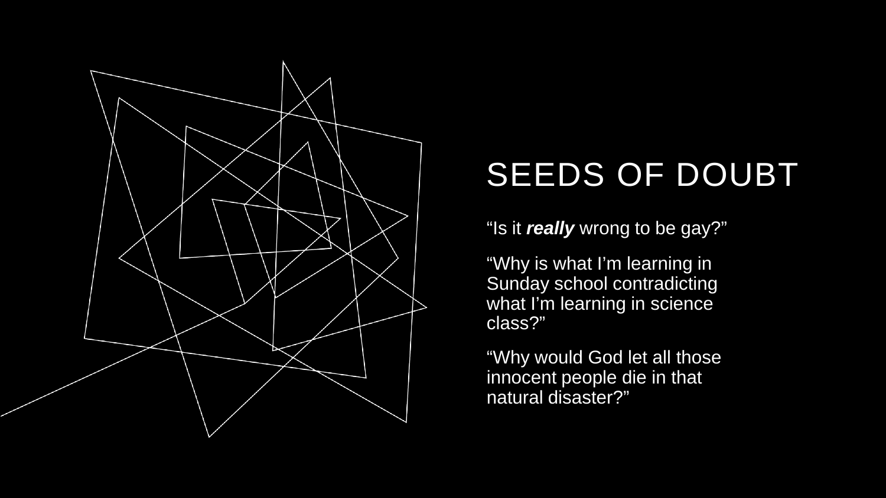# SEEDS OF DOUBT

"Is it ***really*** wrong to be gay?"

"Why is what I'm learning in Sunday school contradicting what I'm learning in science class?"

"Why would God let all those innocent people die in that natural disaster?"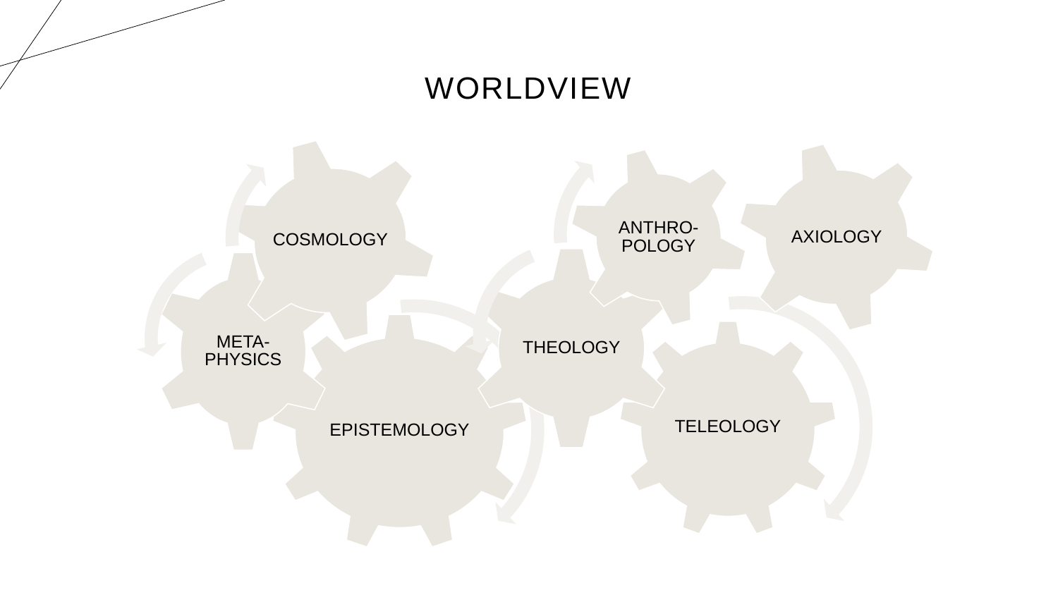# WORLDVIEW

COSMOLOGY

META-PHYSICS

EPISTEMOLOGY

THEOLOGY

ANTHRO-POLOGY

AXIOLOGY

TELEOLOGY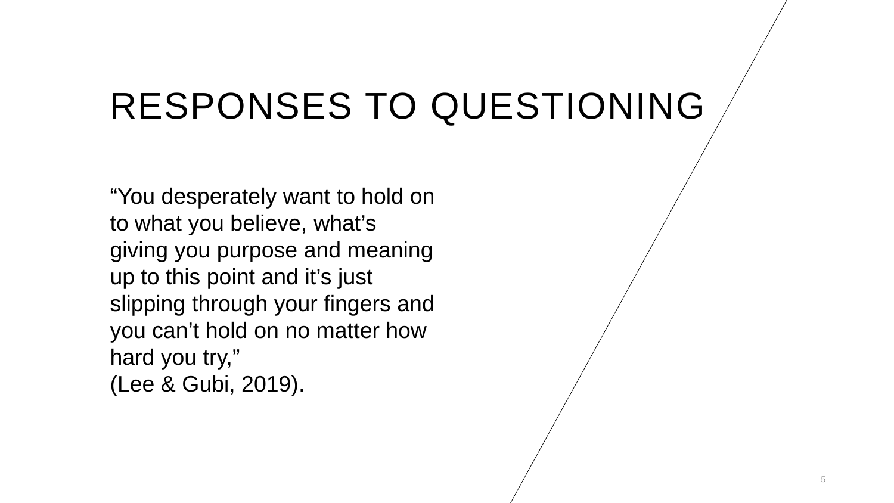# RESPONSES TO QUESTIONING

"You desperately want to hold on to what you believe, what's giving you purpose and meaning up to this point and it's just slipping through your fingers and you can't hold on no matter how hard you try,"
(Lee & Gubi, 2019).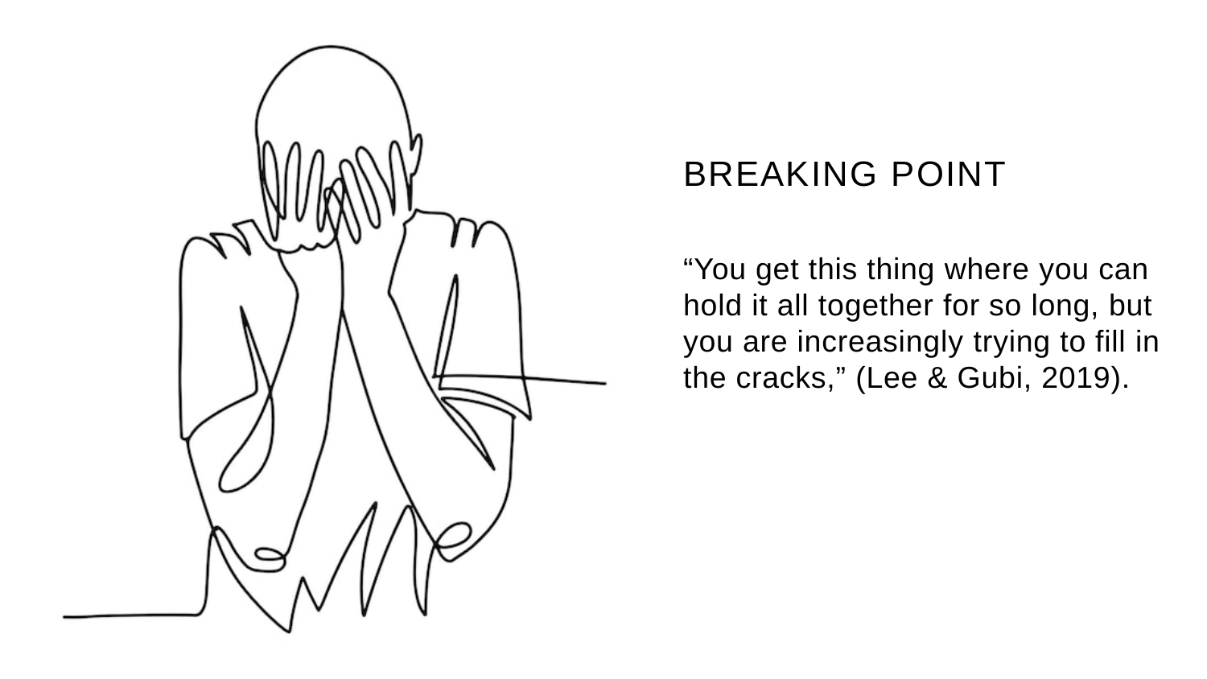## BREAKING POINT

"You get this thing where you can hold it all together for so long, but you are increasingly trying to fill in the cracks," (Lee & Gubi, 2019).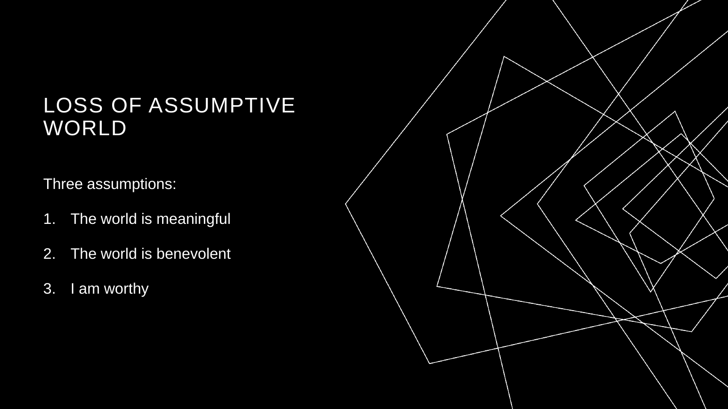# LOSS OF ASSUMPTIVE WORLD

Three assumptions:

1. The world is meaningful
2. The world is benevolent
3. I am worthy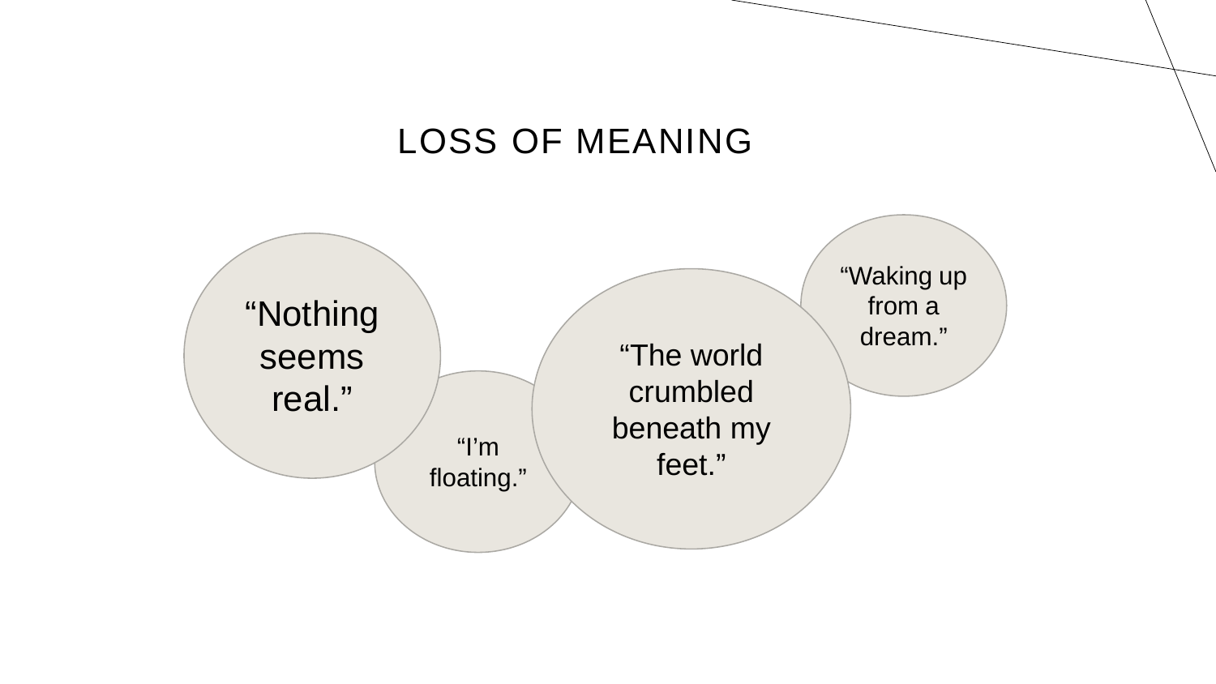# LOSS OF MEANING

“Nothing seems real.”

“I’m floating.”

“The world crumbled beneath my feet.”

“Waking up from a dream.”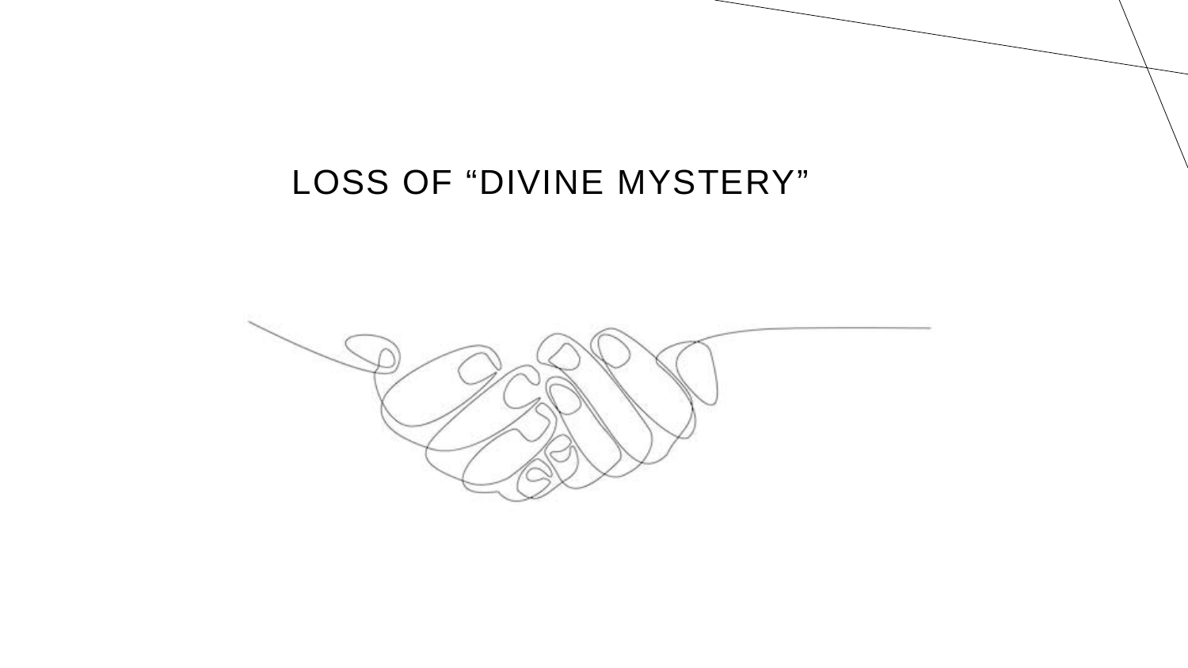# LOSS OF “DIVINE MYSTERY”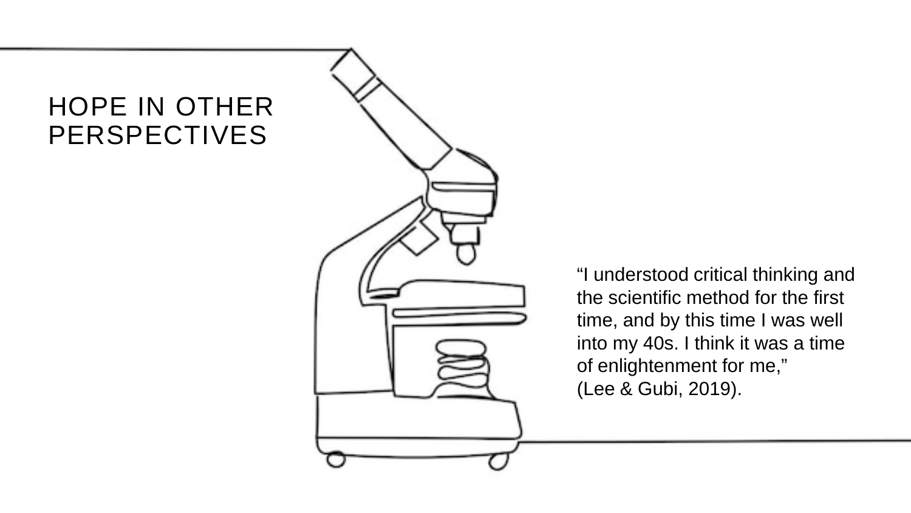# HOPE IN OTHER PERSPECTIVES

"I understood critical thinking and the scientific method for the first time, and by this time I was well into my 40s. I think it was a time of enlightenment for me," (Lee & Gubi, 2019).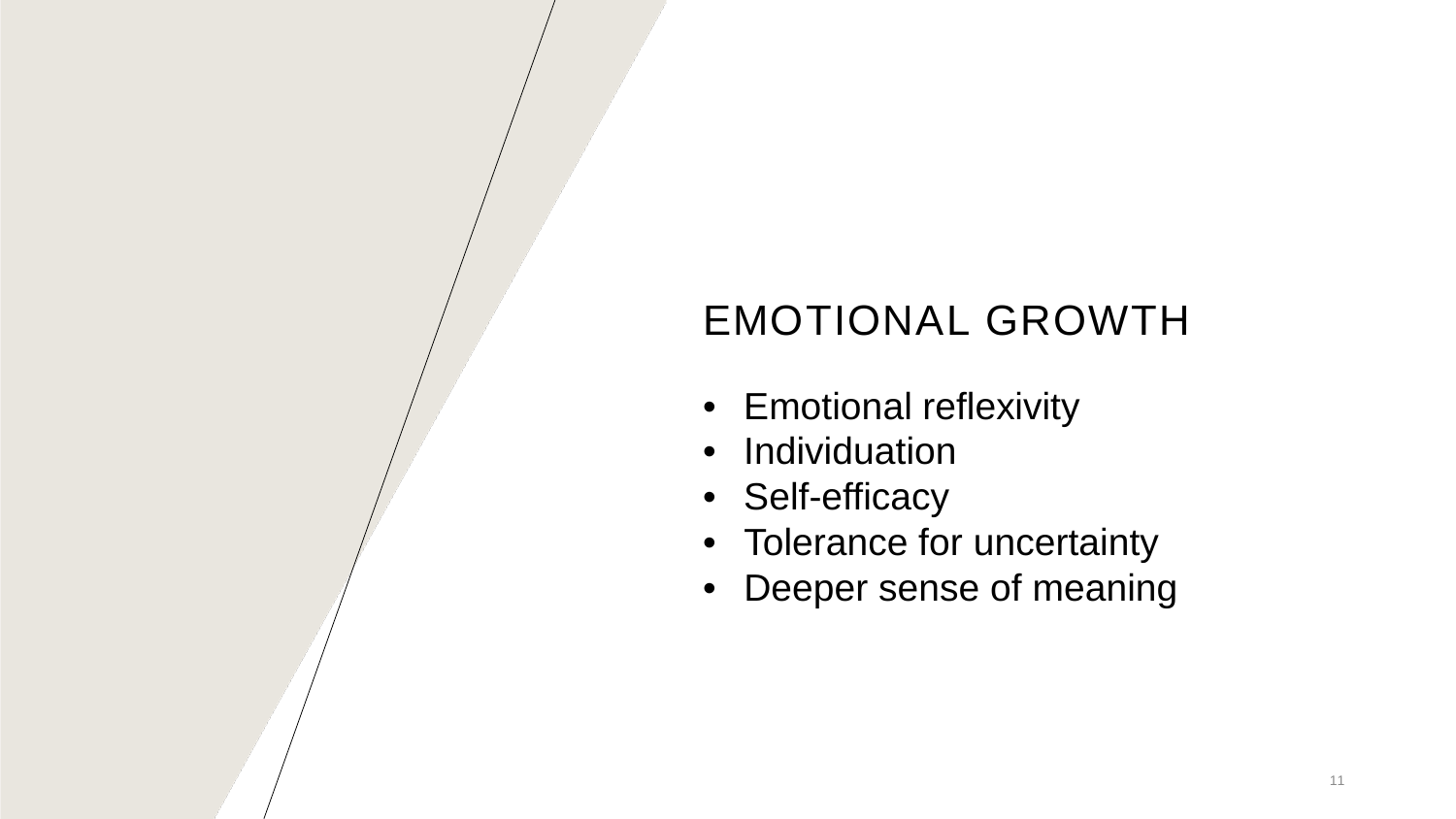# EMOTIONAL GROWTH

- Emotional reflexivity
- Individuation
- Self-efficacy
- Tolerance for uncertainty
- Deeper sense of meaning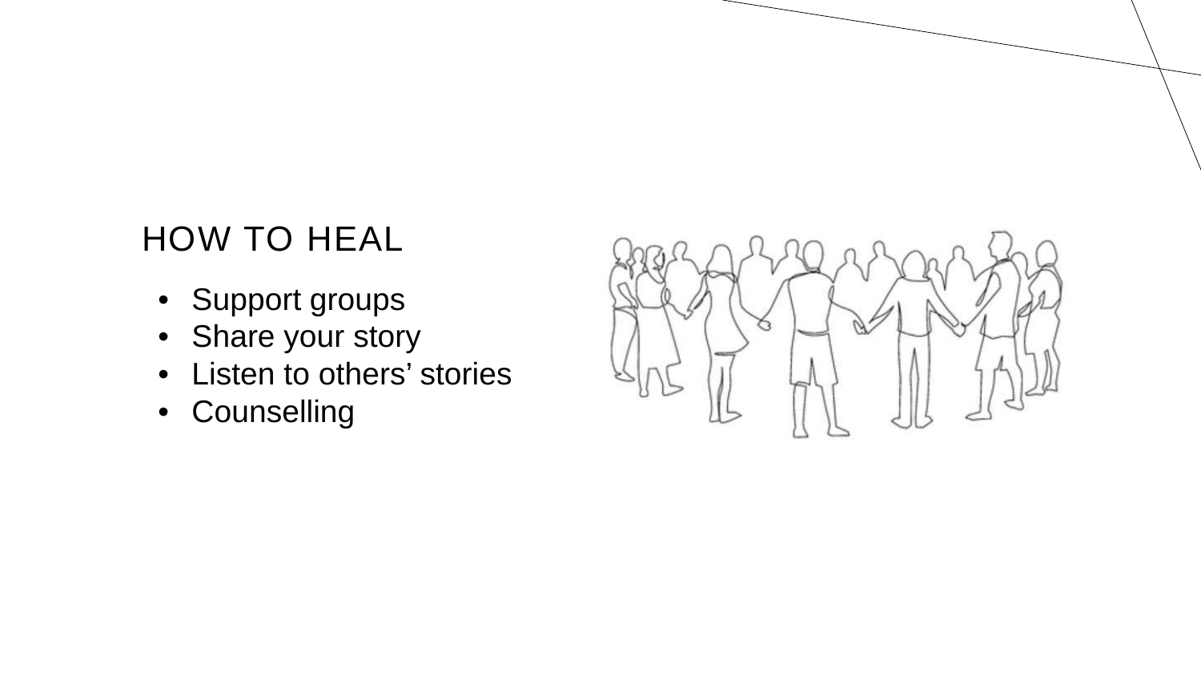## HOW TO HEAL

- Support groups
- Share your story
- Listen to others' stories
- Counselling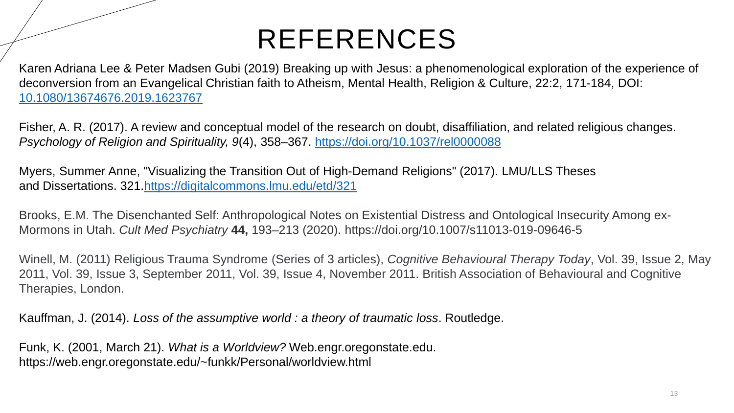# REFERENCES

Karen Adriana Lee & Peter Madsen Gubi (2019) Breaking up with Jesus: a phenomenological exploration of the experience of deconversion from an Evangelical Christian faith to Atheism, Mental Health, Religion & Culture, 22:2, 171-184, DOI: 10.1080/13674676.2019.1623767

Fisher, A. R. (2017). A review and conceptual model of the research on doubt, disaffiliation, and related religious changes. *Psychology of Religion and Spirituality, 9*(4), 358–367. https://doi.org/10.1037/rel0000088

Myers, Summer Anne, "Visualizing the Transition Out of High-Demand Religions" (2017). LMU/LLS Theses and Dissertations. 321.https://digitalcommons.lmu.edu/etd/321

Brooks, E.M. The Disenchanted Self: Anthropological Notes on Existential Distress and Ontological Insecurity Among ex-Mormons in Utah. *Cult Med Psychiatry* **44,** 193–213 (2020). https://doi.org/10.1007/s11013-019-09646-5

Winell, M. (2011) Religious Trauma Syndrome (Series of 3 articles), *Cognitive Behavioural Therapy Today*, Vol. 39, Issue 2, May 2011, Vol. 39, Issue 3, September 2011, Vol. 39, Issue 4, November 2011. British Association of Behavioural and Cognitive Therapies, London.

Kauffman, J. (2014). *Loss of the assumptive world : a theory of traumatic loss*. Routledge.

Funk, K. (2001, March 21). *What is a Worldview?* Web.engr.oregonstate.edu. https://web.engr.oregonstate.edu/~funkk/Personal/worldview.html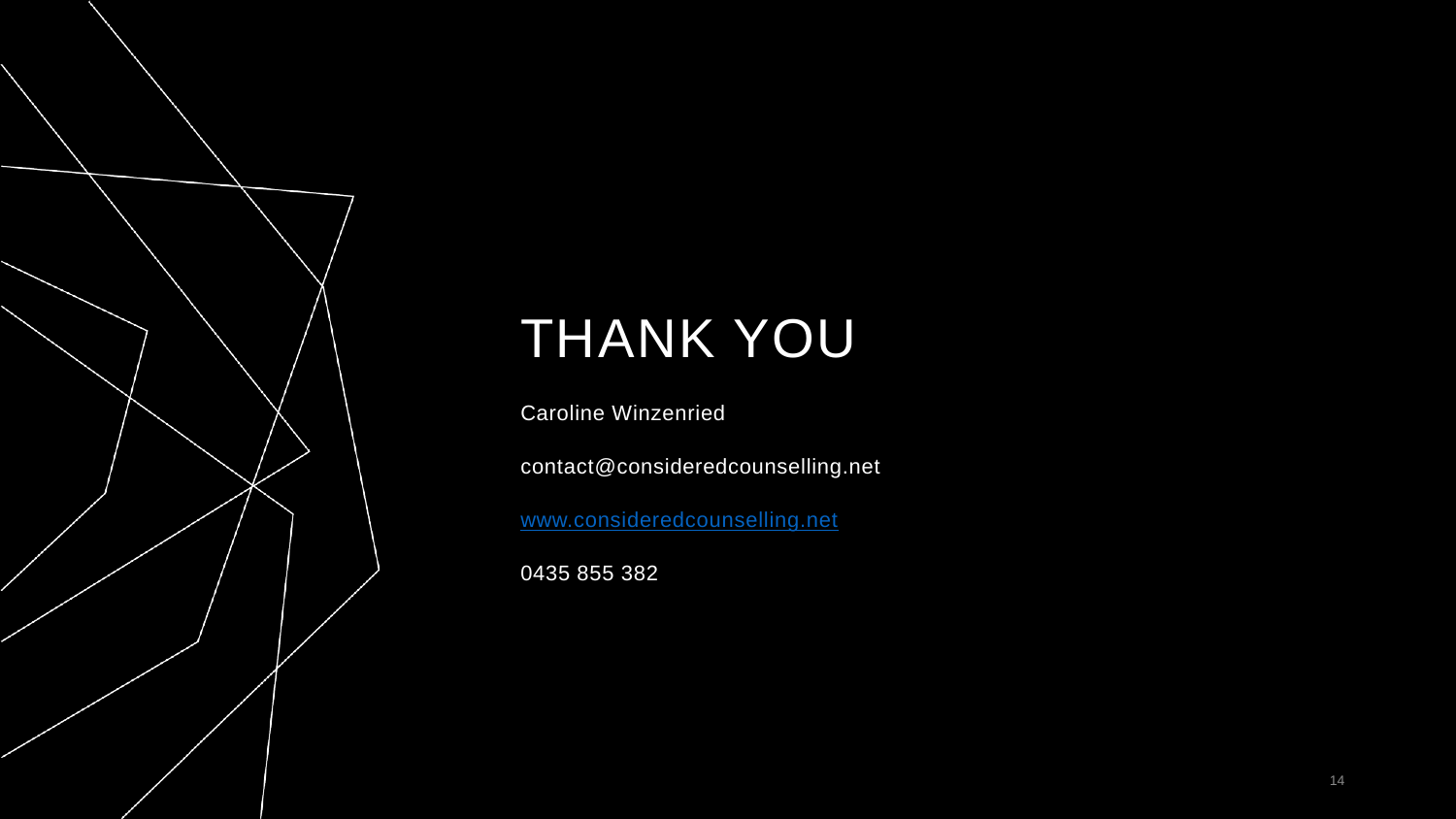# THANK YOU

Caroline Winzenried

contact@consideredcounselling.net

[www.consideredcounselling.net](http://www.consideredcounselling.net)

0435 855 382